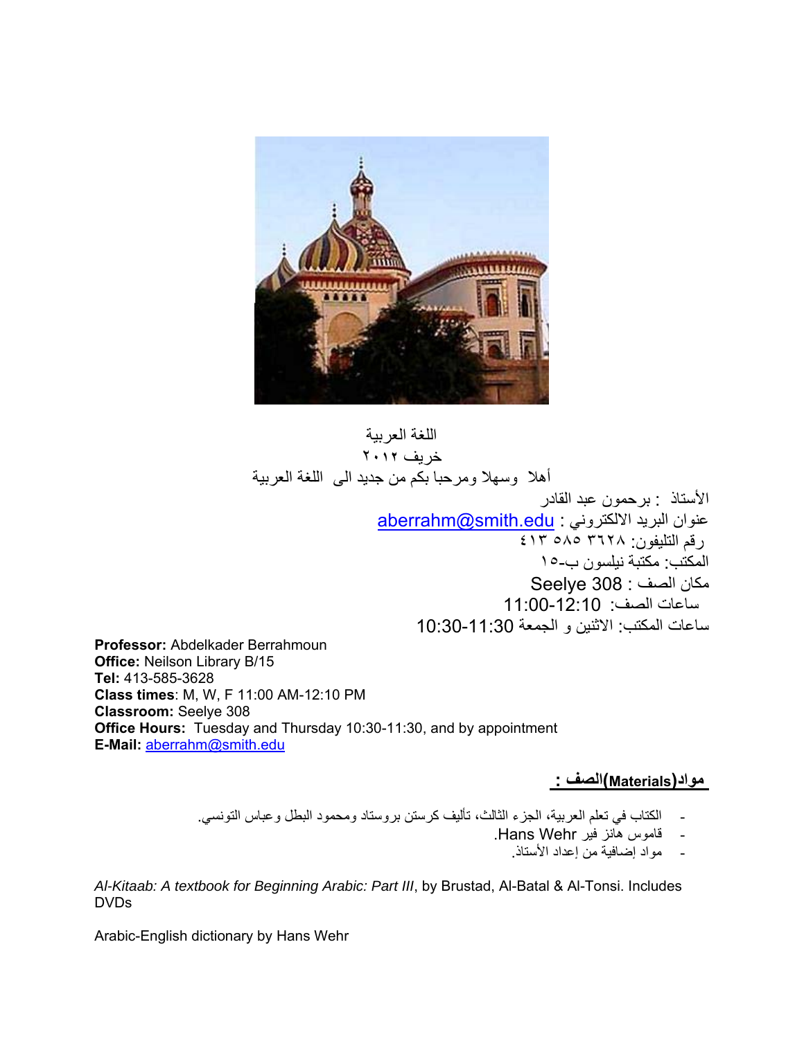اللغة العربية

خريف ٢٠١٢

أهلا وسهلا ومرحبا بكم من جديد الى اللغة العربية

الأستاذ : برحمون عبد القادر

عنوان البريد الالكتروني : aberrahm@smith.edu

رقم التليفون: ٣٦٢٨ ٥٨٥ ٤١٣

المكتب: مكتبة نيلسون ب-١٥

مكان الصف : Seelye 308

ساعات الصف: 11:00-12:10

ساعات المكتب: الاثنين و الجمعة 10:30-11:30

**Professor:** Abdelkader Berrahmoun
**Office:** Neilson Library B/15
**Tel:** 413-585-3628
**Class times**: M, W, F 11:00 AM-12:10 PM
**Classroom:** Seelye 308
**Office Hours:** Tuesday and Thursday 10:30-11:30, and by appointment
**E-Mail:** aberrahm@smith.edu

## مواد(Materials)الصف :

- الكتاب في تعلم العربية، الجزء الثالث، تأليف كرستن بروستاد ومحمود البطل وعباس التونسي.
- قاموس هانز فير Hans Wehr.
- مواد إضافية من إعداد الأستاذ.

*Al-Kitaab: A textbook for Beginning Arabic: Part III*, by Brustad, Al-Batal & Al-Tonsi. Includes DVDs

Arabic-English dictionary by Hans Wehr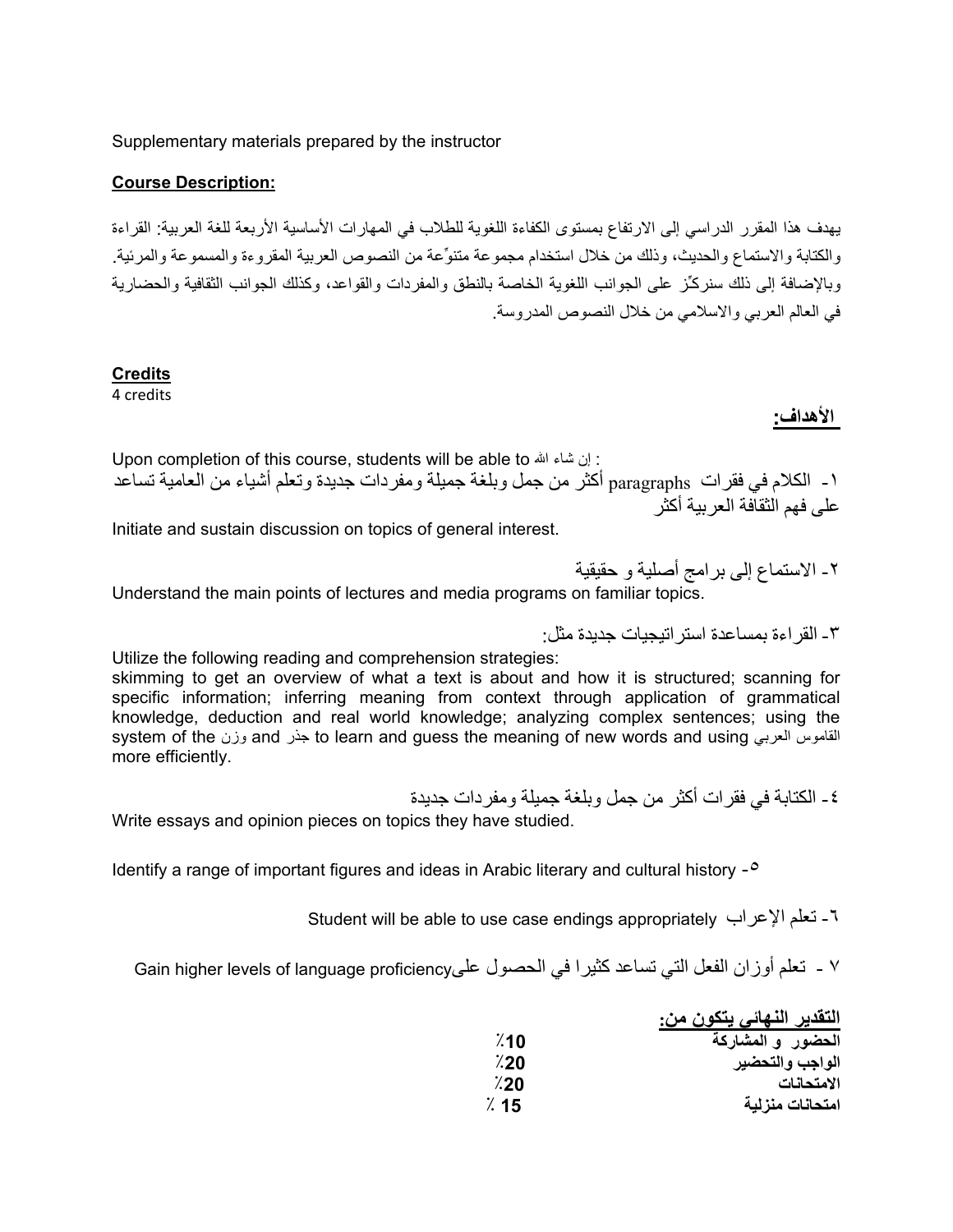Supplementary materials prepared by the instructor

**Course Description:**

يهدف هذا المقرر الدراسي إلى الارتفاع بمستوى الكفاءة اللغوية للطلاب في المهارات الأساسية الأربعة للغة العربية: القراءة والكتابة والاستماع والحديث، وذلك من خلال استخدام مجموعة متنوِّعة من النصوص العربية المقروءة والمسموعة والمرئية. وبالإضافة إلى ذلك سنركِّز على الجوانب اللغوية الخاصة بالنطق والمفردات والقواعد، وكذلك الجوانب الثقافية والحضارية في العالم العربي والاسلامي من خلال النصوص المدروسة.

**Credits**

4 credits

**الأهداف:**

Upon completion of this course, students will be able to إن شاء الله :

١- الكلام في فقرات paragraphs أكثر من جمل وبلغة جميلة ومفردات جديدة وتعلم أشياء من العامية تساعد على فهم الثقافة العربية أكثر

Initiate and sustain discussion on topics of general interest.

٢- الاستماع إلى برامج أصلية و حقيقية

Understand the main points of lectures and media programs on familiar topics.

٣- القراءة بمساعدة استراتيجيات جديدة مثل:

Utilize the following reading and comprehension strategies:
skimming to get an overview of what a text is about and how it is structured; scanning for specific information; inferring meaning from context through application of grammatical knowledge, deduction and real world knowledge; analyzing complex sentences; using the system of the وزن and جذر to learn and guess the meaning of new words and using القاموس العربي more efficiently.

٤- الكتابة في فقرات أكثر من جمل وبلغة جميلة ومفردات جديدة

Write essays and opinion pieces on topics they have studied.

٥- Identify a range of important figures and ideas in Arabic literary and cultural history

٦- تعلم الإعراب Student will be able to use case endings appropriately

٧ - تعلم أوزان الفعل التي تساعد كثيرا في الحصول على Gain higher levels of language proficiency

**التقدير النهائي يتكون من:**

| | |
|---|---|
| **الحضور و المشاركة** | **10**٪ |
| **الواجب والتحضير** | **20**٪ |
| **الامتحانات** | **20**٪ |
| **امتحانات منزلية** | **15** ٪ |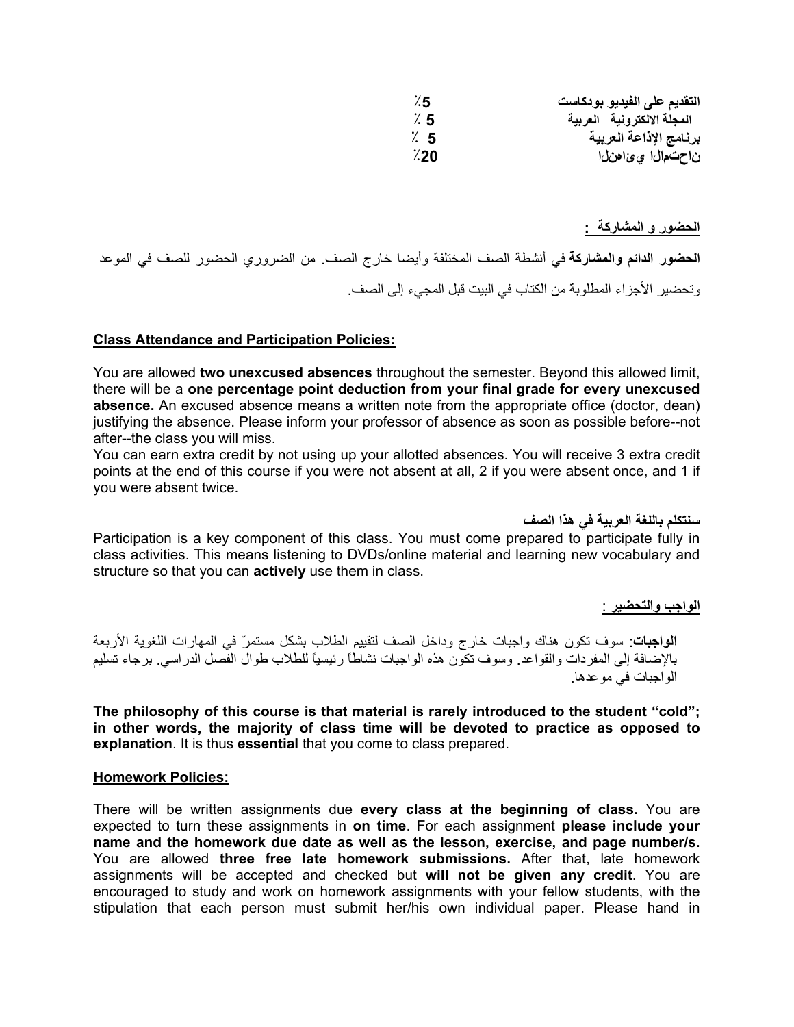| | |
|---|---|
| التقديم على الفيديو بودكاست | ٪5 |
| المجلة الالكترونية العربية | ٪ 5 |
| برنامج الإذاعة العربية | ٪ 5 |
| ناحتمالا يئاهنلا | ٪20 |

**الحضور و المشاركة :**

**الحضور الدائم والمشاركة** في أنشطة الصف المختلفة وأيضا خارج الصف. من الضروري الحضور للصف في الموعد وتحضير الأجزاء المطلوبة من الكتاب في البيت قبل المجيء إلى الصف.

**Class Attendance and Participation Policies:**

You are allowed **two unexcused absences** throughout the semester. Beyond this allowed limit, there will be a **one percentage point deduction from your final grade for every unexcused absence.** An excused absence means a written note from the appropriate office (doctor, dean) justifying the absence. Please inform your professor of absence as soon as possible before--not after--the class you will miss.

You can earn extra credit by not using up your allotted absences. You will receive 3 extra credit points at the end of this course if you were not absent at all, 2 if you were absent once, and 1 if you were absent twice.

**سنتكلم باللغة العربية في هذا الصف**

Participation is a key component of this class. You must come prepared to participate fully in class activities. This means listening to DVDs/online material and learning new vocabulary and structure so that you can **actively** use them in class.

**الواجب والتحضير :**

**الواجبات**: سوف تكون هناك واجبات خارج وداخل الصف لتقييم الطلاب بشكل مستمرّ في المهارات اللغوية الأربعة بالإضافة إلى المفردات والقواعد. وسوف تكون هذه الواجبات نشاطاً رئيسياً للطلاب طوال الفصل الدراسي. برجاء تسليم الواجبات في موعدها.

**The philosophy of this course is that material is rarely introduced to the student "cold"; in other words, the majority of class time will be devoted to practice as opposed to explanation**. It is thus **essential** that you come to class prepared.

**Homework Policies:**

There will be written assignments due **every class at the beginning of class.** You are expected to turn these assignments in **on time**. For each assignment **please include your name and the homework due date as well as the lesson, exercise, and page number/s.** You are allowed **three free late homework submissions.** After that, late homework assignments will be accepted and checked but **will not be given any credit**. You are encouraged to study and work on homework assignments with your fellow students, with the stipulation that each person must submit her/his own individual paper. Please hand in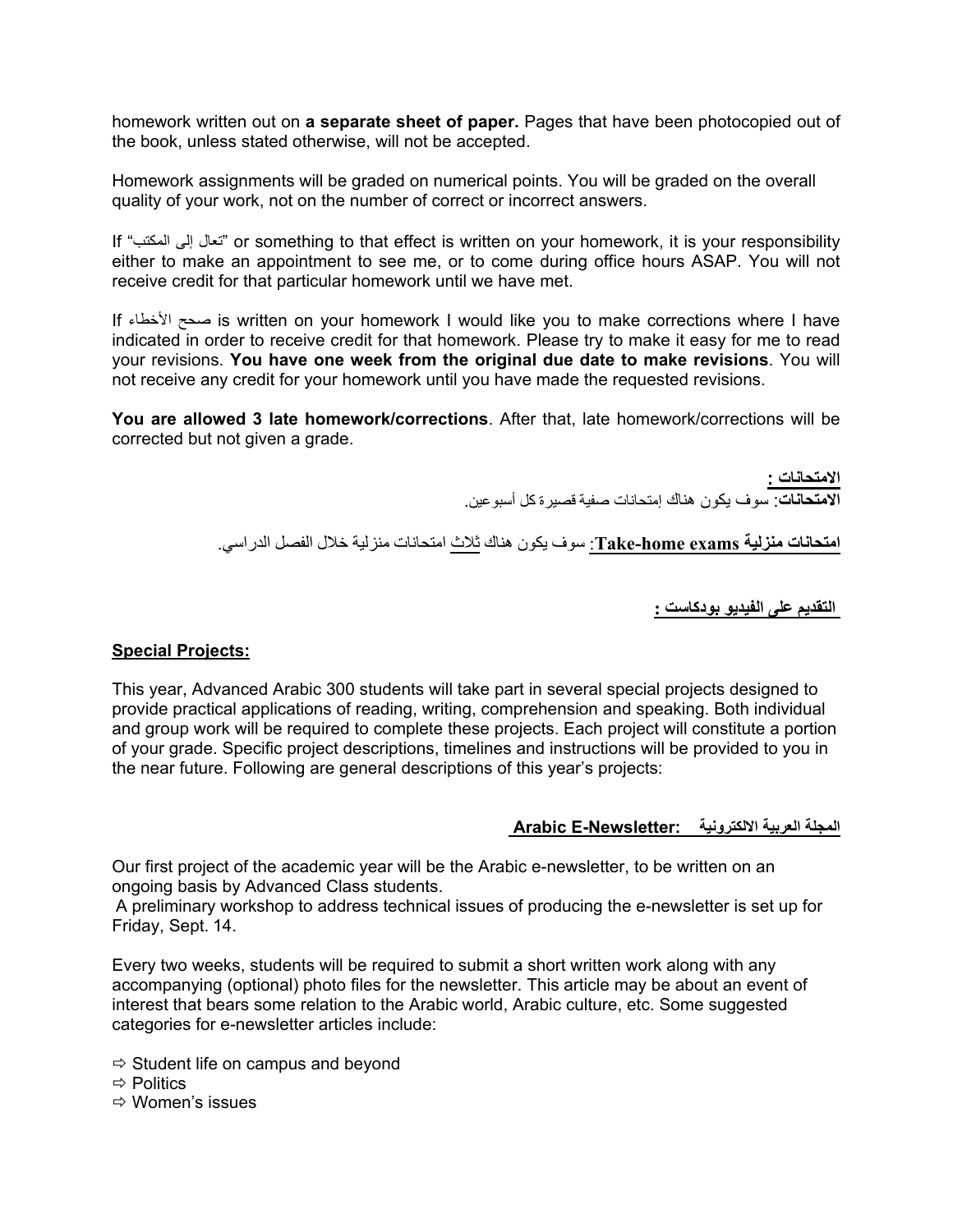homework written out on **a separate sheet of paper.** Pages that have been photocopied out of the book, unless stated otherwise, will not be accepted.

Homework assignments will be graded on numerical points. You will be graded on the overall quality of your work, not on the number of correct or incorrect answers.

If "تعال إلى المكتب" or something to that effect is written on your homework, it is your responsibility either to make an appointment to see me, or to come during office hours ASAP. You will not receive credit for that particular homework until we have met.

If صحح الأخطاء is written on your homework I would like you to make corrections where I have indicated in order to receive credit for that homework. Please try to make it easy for me to read your revisions. **You have one week from the original due date to make revisions**. You will not receive any credit for your homework until you have made the requested revisions.

**You are allowed 3 late homework/corrections**. After that, late homework/corrections will be corrected but not given a grade.

**الامتحانات :**

**الامتحانات**: سوف يكون هناك إمتحانات صفية قصيرة كل أسبوعين.

**امتحانات منزلية Take-home exams**: سوف يكون هناك ثلاث امتحانات منزلية خلال الفصل الدراسي.

**التقديم على الفيديو بودكاست :**

**Special Projects:**

This year, Advanced Arabic 300 students will take part in several special projects designed to provide practical applications of reading, writing, comprehension and speaking. Both individual and group work will be required to complete these projects. Each project will constitute a portion of your grade. Specific project descriptions, timelines and instructions will be provided to you in the near future. Following are general descriptions of this year's projects:

**Arabic E-Newsletter: المجلة العربية الالكترونية**

Our first project of the academic year will be the Arabic e-newsletter, to be written on an ongoing basis by Advanced Class students.

A preliminary workshop to address technical issues of producing the e-newsletter is set up for Friday, Sept. 14.

Every two weeks, students will be required to submit a short written work along with any accompanying (optional) photo files for the newsletter. This article may be about an event of interest that bears some relation to the Arabic world, Arabic culture, etc. Some suggested categories for e-newsletter articles include:

- ⇨ Student life on campus and beyond
- ⇨ Politics
- ⇨ Women's issues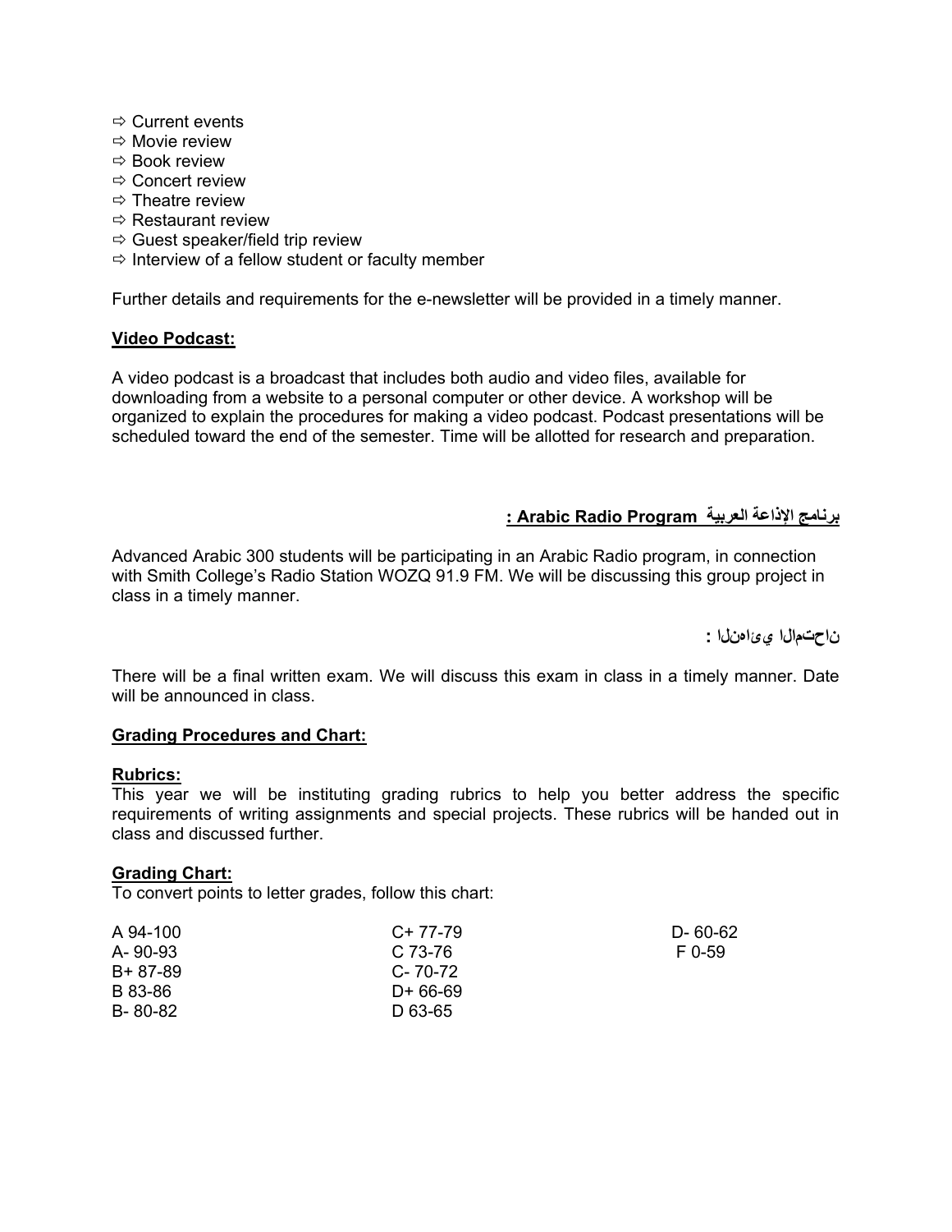⇨ Current events
⇨ Movie review
⇨ Book review
⇨ Concert review
⇨ Theatre review
⇨ Restaurant review
⇨ Guest speaker/field trip review
⇨ Interview of a fellow student or faculty member

Further details and requirements for the e-newsletter will be provided in a timely manner.

**Video Podcast:**

A video podcast is a broadcast that includes both audio and video files, available for downloading from a website to a personal computer or other device. A workshop will be organized to explain the procedures for making a video podcast. Podcast presentations will be scheduled toward the end of the semester. Time will be allotted for research and preparation.

**برنامج الإذاعة العربية Arabic Radio Program :**

Advanced Arabic 300 students will be participating in an Arabic Radio program, in connection with Smith College's Radio Station WOZQ 91.9 FM. We will be discussing this group project in class in a timely manner.

**ناحتمالا يئاهنلا :**

There will be a final written exam. We will discuss this exam in class in a timely manner. Date will be announced in class.

**Grading Procedures and Chart:**

**Rubrics:**
This year we will be instituting grading rubrics to help you better address the specific requirements of writing assignments and special projects. These rubrics will be handed out in class and discussed further.

**Grading Chart:**
To convert points to letter grades, follow this chart:

| | | |
|---|---|---|
| A 94-100 | C+ 77-79 | D- 60-62 |
| A- 90-93 | C 73-76 | F 0-59 |
| B+ 87-89 | C- 70-72 | |
| B 83-86 | D+ 66-69 | |
| B- 80-82 | D 63-65 | |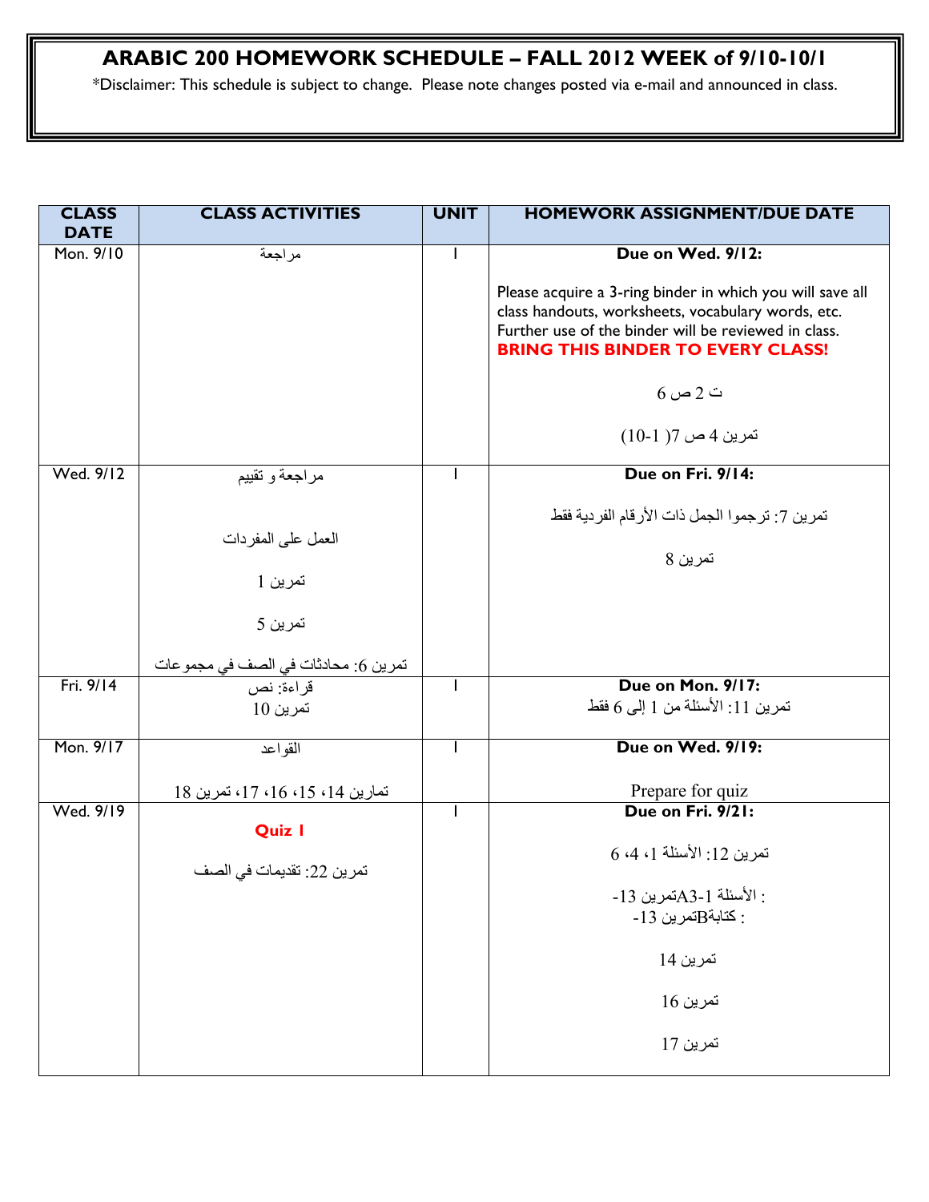# ARABIC 200 HOMEWORK SCHEDULE – FALL 2012 WEEK of 9/10-10/1

*Disclaimer: This schedule is subject to change. Please note changes posted via e-mail and announced in class.

| CLASS DATE | CLASS ACTIVITIES | UNIT | HOMEWORK ASSIGNMENT/DUE DATE |
|---|---|---|---|
| Mon. 9/10 | مراجعة | I | **Due on Wed. 9/12:**<br><br>Please acquire a 3-ring binder in which you will save all class handouts, worksheets, vocabulary words, etc. Further use of the binder will be reviewed in class. **BRING THIS BINDER TO EVERY CLASS!**<br><br>ت 2 ص 6<br><br>تمرين 4 ص 7 (1-10) |
| Wed. 9/12 | مراجعة و تقييم<br><br>العمل على المفردات<br><br>تمرين 1<br><br>تمرين 5<br><br>تمرين 6: محادثات في الصف في مجموعات | I | **Due on Fri. 9/14:**<br><br>تمرين 7: ترجموا الجمل ذات الأرقام الفردية فقط<br><br>تمرين 8 |
| Fri. 9/14 | قراءة: نص<br>تمرين 10 | I | **Due on Mon. 9/17:**<br>تمرين 11: الأسئلة من 1 إلى 6 فقط |
| Mon. 9/17 | القواعد<br><br>تمارين 14، 15، 16، 17، تمرين 18 | I | **Due on Wed. 9/19:**<br><br>Prepare for quiz |
| Wed. 9/19 | **Quiz 1**<br><br>تمرين 22: تقديمات في الصف | I | **Due on Fri. 9/21:**<br><br>تمرين 12: الأسئلة 1، 4، 6<br><br>تمرين 13-A: الأسئلة 1-3<br>تمرين 13-B: كتابة<br><br>تمرين 14<br><br>تمرين 16<br><br>تمرين 17 |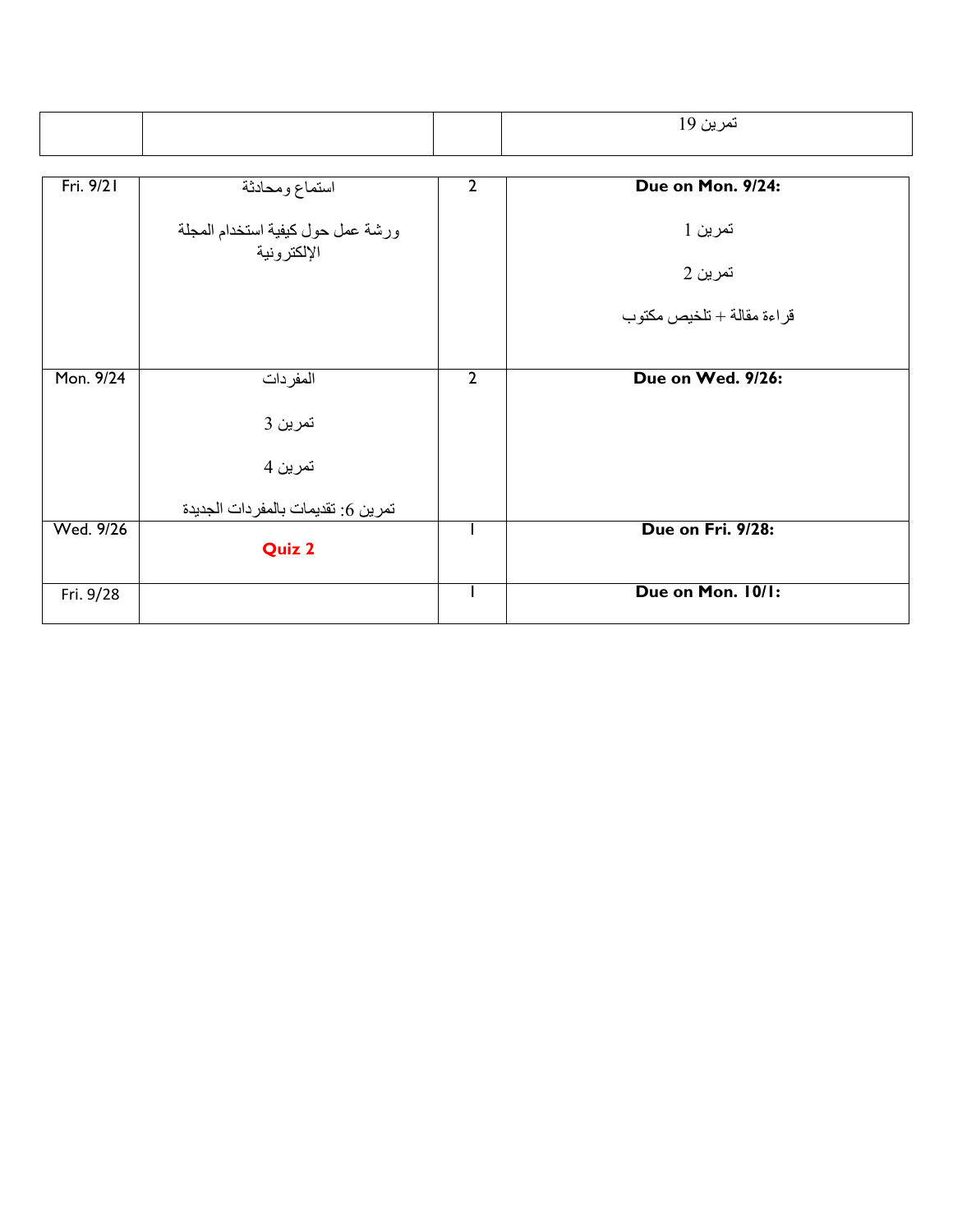| | | | تمرين 19 |
|---|---|---|---|
| Fri. 9/21 | استماع ومحادثة<br><br>ورشة عمل حول كيفية استخدام المجلة الإلكترونية | 2 | **Due on Mon. 9/24:**<br><br>تمرين 1<br><br>تمرين 2<br><br>قراءة مقالة + تلخيص مكتوب |
| Mon. 9/24 | المفردات<br><br>تمرين 3<br><br>تمرين 4<br><br>تمرين 6: تقديمات بالمفردات الجديدة | 2 | **Due on Wed. 9/26:** |
| Wed. 9/26 | **Quiz 2** | 1 | **Due on Fri. 9/28:** |
| Fri. 9/28 | | 1 | **Due on Mon. 10/1:** |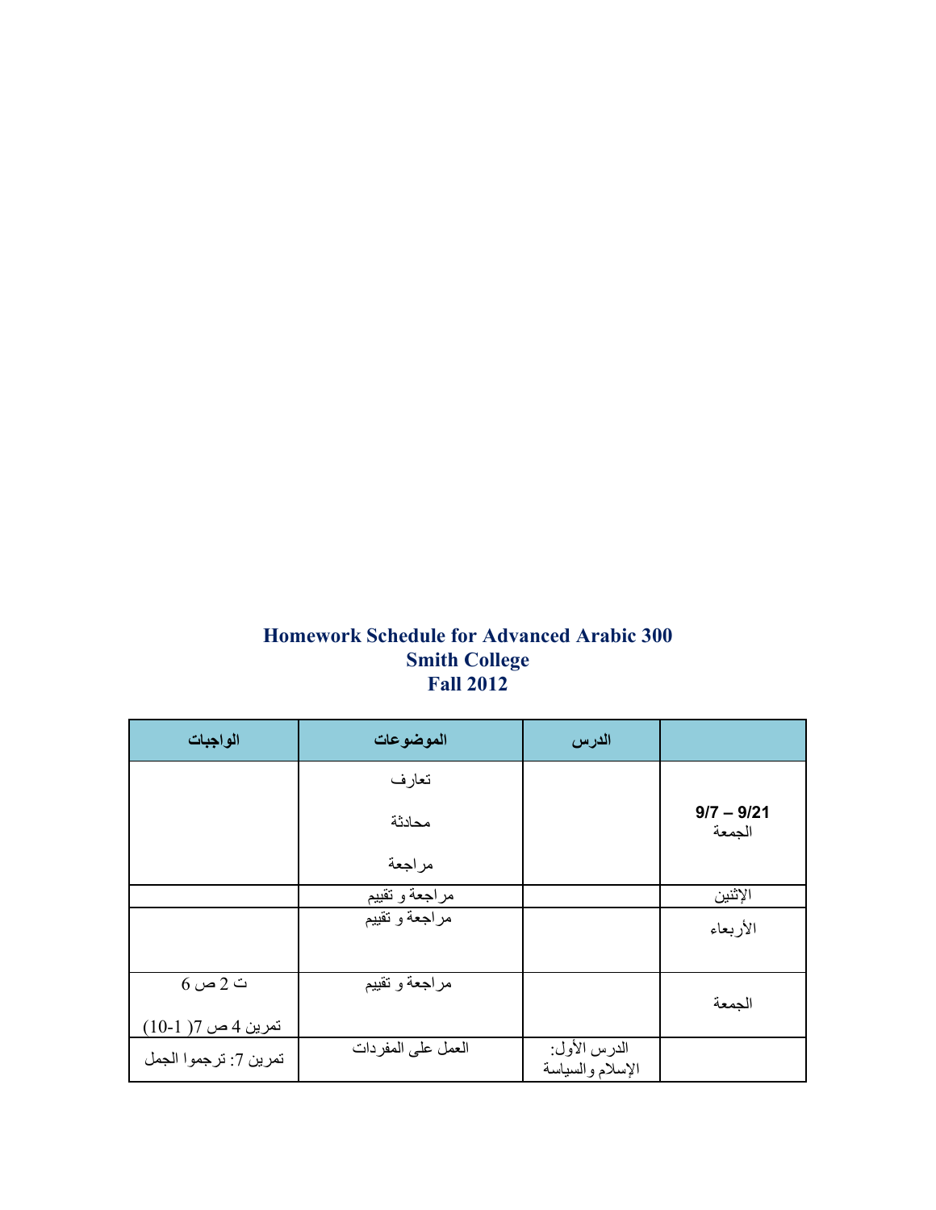**Homework Schedule for Advanced Arabic 300**
**Smith College**
**Fall 2012**

| الواجبات | الموضوعات | الدرس | |
|---|---|---|---|
| | تعارف<br><br>محادثة<br><br>مراجعة | | **9/7 – 9/21**<br>الجمعة |
| | مراجعة و تقييم | | الإثنين |
| | مراجعة و تقييم | | الأربعاء |
| ت 2 ص 6<br><br>تمرين 4 ص 7( 1-10) | مراجعة و تقييم | | الجمعة |
| تمرين 7: ترجموا الجمل | العمل على المفردات | الدرس الأول:<br>الإسلام والسياسة | |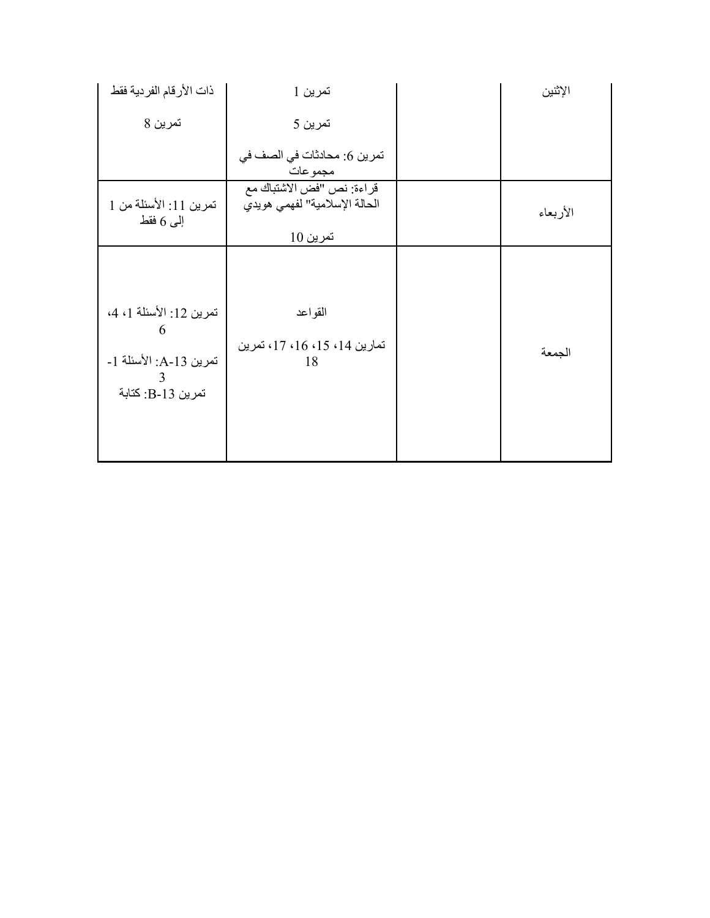| الإثنين | | تمرين 1<br><br>تمرين 5<br><br>تمرين 6: محادثات في الصف في مجموعات | ذات الأرقام الفردية فقط<br><br>تمرين 8 |
|---|---|---|---|
| الأربعاء | | قراءة: نص "فض الاشتباك مع الحالة الإسلامية" لفهمي هويدي<br><br>تمرين 10 | تمرين 11: الأسئلة من 1 إلى 6 فقط |
| الجمعة | | القواعد<br><br>تمارين 14، 15، 16، 17، تمرين 18 | تمرين 12: الأسئلة 1، 4، 6<br><br>تمرين 13-A: الأسئلة 1-3<br>تمرين 13-B: كتابة |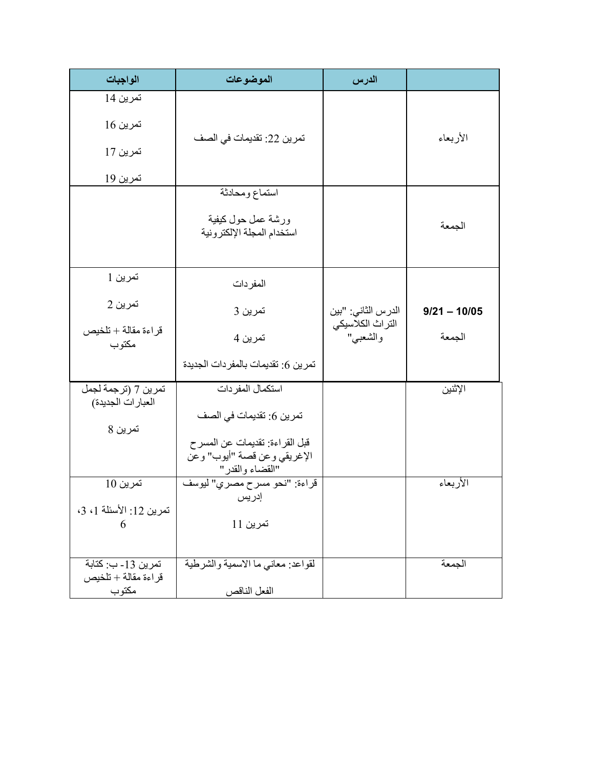| | الدرس | الموضوعات | الواجبات |
|---|---|---|---|
| الأربعاء | | تمرين 22: تقديمات في الصف | تمرين 14<br><br>تمرين 16<br><br>تمرين 17<br><br>تمرين 19 |
| الجمعة | | استماع ومحادثة<br><br>ورشة عمل حول كيفية استخدام المجلة الإلكترونية | |
| 9/21 – 10/05<br><br>الجمعة | الدرس الثاني: "بين التراث الكلاسيكي والشعبي" | المفردات<br><br>تمرين 3<br><br>تمرين 4<br><br>تمرين 6: تقديمات بالمفردات الجديدة | تمرين 1<br><br>تمرين 2<br><br>قراءة مقالة + تلخيص مكتوب |
| الإثنين | | استكمال المفردات<br><br>تمرين 6: تقديمات في الصف<br><br>قبل القراءة: تقديمات عن المسرح الإغريقي وعن قصة "أيوب" وعن "القضاء والقدر" | تمرين 7 (ترجمة لجمل العبارات الجديدة)<br><br>تمرين 8 |
| الأربعاء | | قراءة: "نحو مسرح مصري" ليوسف إدريس<br><br>تمرين 11 | تمرين 10<br><br>تمرين 12: الأسئلة 1، 3، 6 |
| الجمعة | | لقواعد: معاني ما الاسمية والشرطية<br><br>الفعل الناقص | تمرين 13- ب: كتابة قراءة مقالة + تلخيص مكتوب |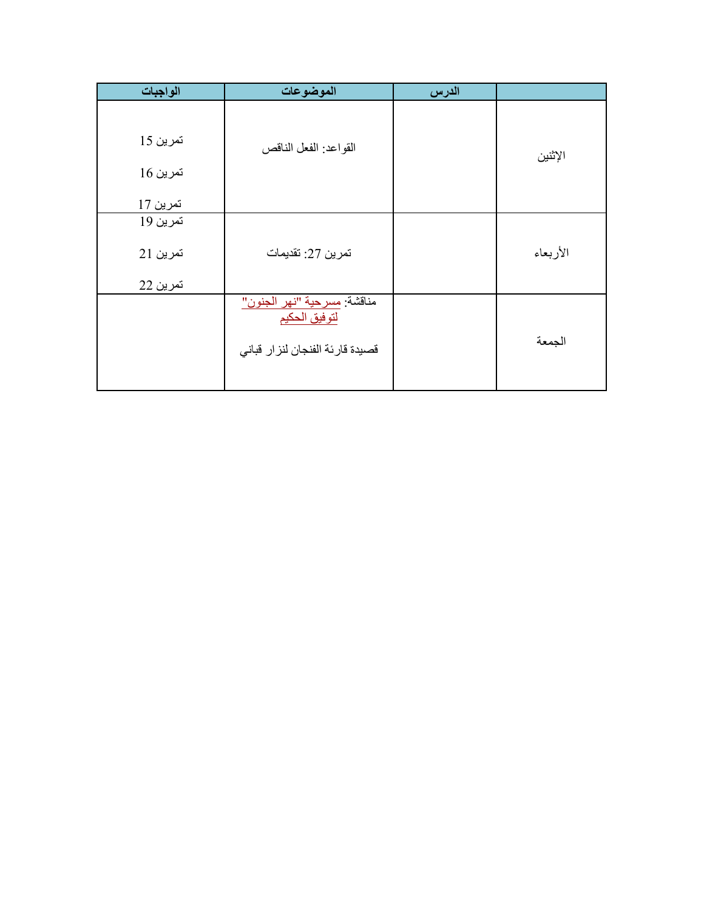| | الدرس | الموضوعات | الواجبات |
|---|---|---|---|
| الإثنين | | القواعد: الفعل الناقص | تمرين 15<br>تمرين 16<br>تمرين 17 |
| الأربعاء | | تمرين 27: تقديمات | تمرين 19<br>تمرين 21<br>تمرين 22 |
| الجمعة | | مناقشة: مسرحية "نهر الجنون" لتوفيق الحكيم<br>قصيدة قارئة الفنجان لنزار قباني | |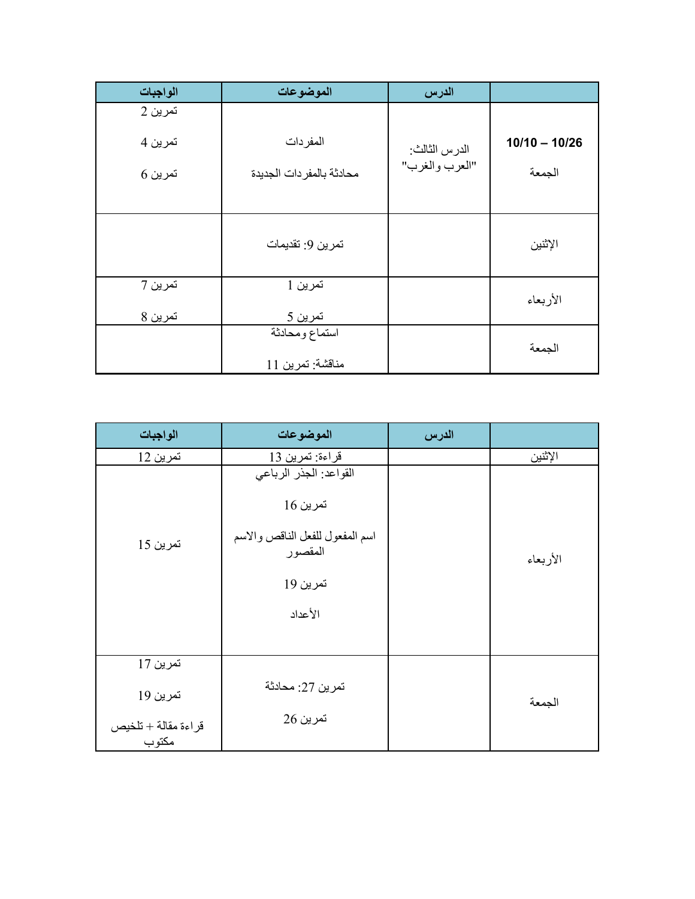| | الدرس | الموضوعات | الواجبات |
|---|---|---|---|
| 10/26 – 10/10<br>الجمعة | الدرس الثالث:<br>"العرب والغرب" | المفردات<br>محادثة بالمفردات الجديدة | تمرين 2<br>تمرين 4<br>تمرين 6 |
| الإثنين | | تمرين 9: تقديمات | |
| الأربعاء | | تمرين 1<br>تمرين 5 | تمرين 7<br>تمرين 8 |
| الجمعة | | استماع ومحادثة<br>مناقشة: تمرين 11 | |

| | الدرس | الموضوعات | الواجبات |
|---|---|---|---|
| الإثنين | | قراءة: تمرين 13 | تمرين 12 |
| الأربعاء | | القواعد: الجذر الرباعي<br>تمرين 16<br>اسم المفعول للفعل الناقص والاسم المقصور<br>تمرين 19<br>الأعداد | تمرين 15 |
| الجمعة | | تمرين 27: محادثة<br>تمرين 26 | تمرين 17<br>تمرين 19<br>قراءة مقالة + تلخيص مكتوب |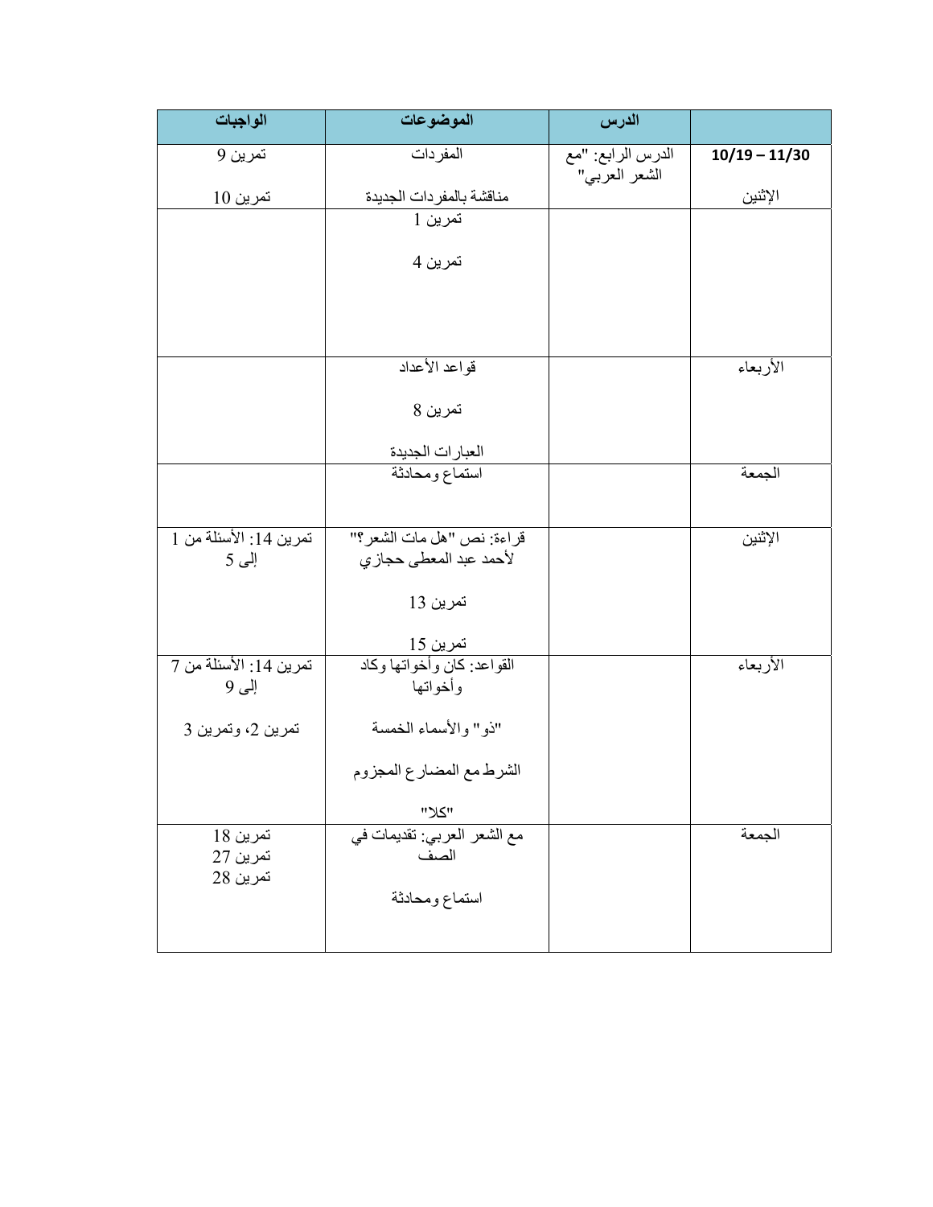| الواجبات | الموضوعات | الدرس | |
|---|---|---|---|
| تمرين 9<br><br>تمرين 10 | المفردات<br><br>مناقشة بالمفردات الجديدة | الدرس الرابع: "مع الشعر العربي" | **10/19 – 11/30**<br><br>الإثنين |
| | تمرين 1<br><br>تمرين 4 | | |
| | قواعد الأعداد<br><br>تمرين 8<br><br>العبارات الجديدة | | الأربعاء |
| | استماع ومحادثة | | الجمعة |
| تمرين 14: الأسئلة من 1 إلى 5 | قراءة: نص "هل مات الشعر؟" لأحمد عبد المعطى حجازي<br><br>تمرين 13<br><br>تمرين 15 | | الإثنين |
| تمرين 14: الأسئلة من 7 إلى 9<br><br>تمرين 2، وتمرين 3 | القواعد: كان وأخواتها وكاد وأخواتها<br><br>"ذو" والأسماء الخمسة<br><br>الشرط مع المضارع المجزوم<br><br>"كلا" | | الأربعاء |
| تمرين 18<br>تمرين 27<br>تمرين 28 | مع الشعر العربي: تقديمات في الصف<br><br>استماع ومحادثة | | الجمعة |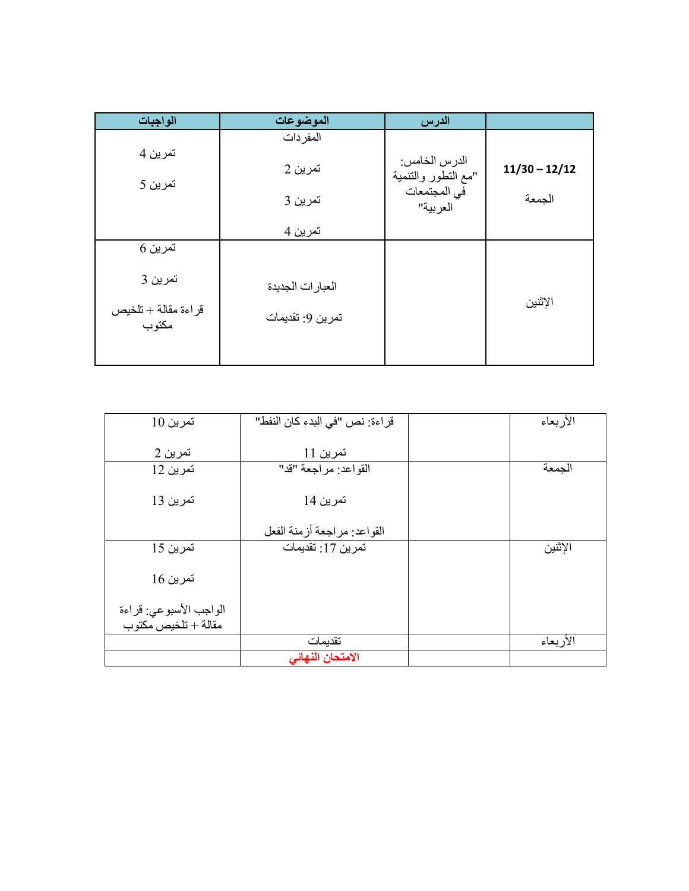| الواجبات | الموضوعات | الدرس | |
|---|---|---|---|
| تمرين 4<br><br>تمرين 5 | المفردات<br><br>تمرين 2<br><br>تمرين 3<br><br>تمرين 4 | الدرس الخامس: "مع التطور والتنمية في المجتمعات العربية" | **11/30 – 12/12**<br><br>الجمعة |
| تمرين 6<br><br>تمرين 3<br><br>قراءة مقالة + تلخيص مكتوب | العبارات الجديدة<br><br>تمرين 9: تقديمات | | الإثنين |

| | | | |
|---|---|---|---|
| تمرين 10<br><br>تمرين 2 | قراءة: نص "في البدء كان النفط"<br><br>تمرين 11 | | الأربعاء |
| تمرين 12<br><br>تمرين 13 | القواعد: مراجعة "قد"<br><br>تمرين 14<br><br>القواعد: مراجعة أزمنة الفعل | | الجمعة |
| تمرين 15<br><br>تمرين 16<br><br>الواجب الأسبوعي: قراءة مقالة + تلخيص مكتوب | تمرين 17: تقديمات | | الإثنين |
| | تقديمات | | الأربعاء |
| | **الامتحان النهائي** | | |